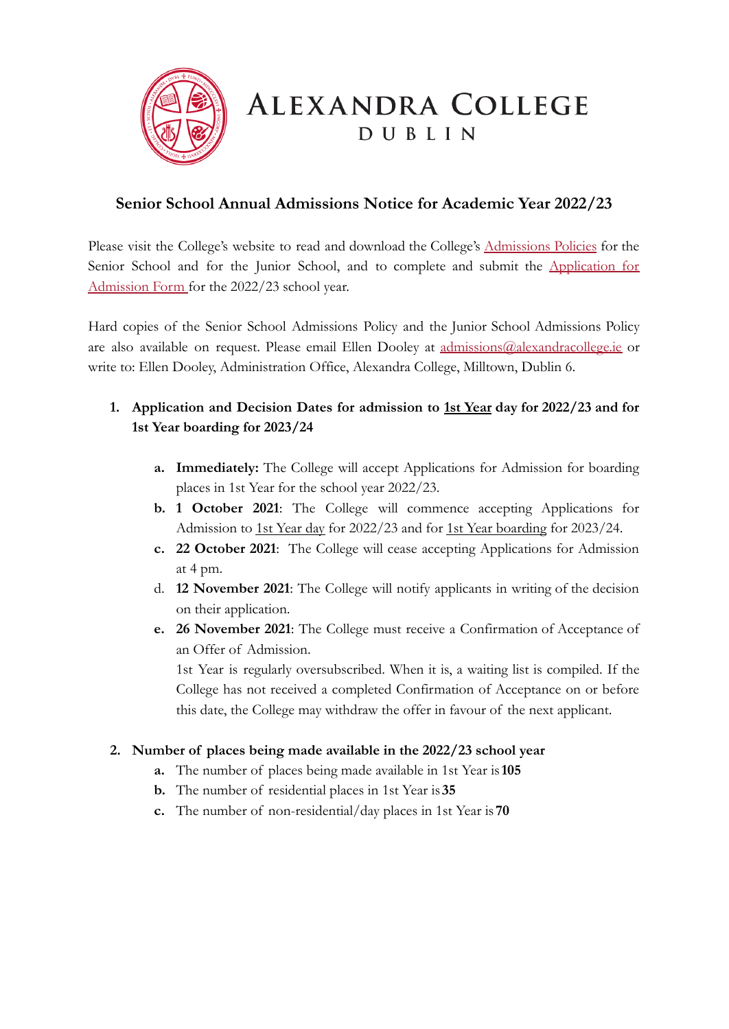# ALEXANDRA COLLEGE
DUBLIN

## Senior School Annual Admissions Notice for Academic Year 2022/23

Please visit the College's website to read and download the College's Admissions Policies for the Senior School and for the Junior School, and to complete and submit the Application for Admission Form for the 2022/23 school year.

Hard copies of the Senior School Admissions Policy and the Junior School Admissions Policy are also available on request. Please email Ellen Dooley at admissions@alexandracollege.ie or write to: Ellen Dooley, Administration Office, Alexandra College, Milltown, Dublin 6.

1. **Application and Decision Dates for admission to 1st Year day for 2022/23 and for 1st Year boarding for 2023/24**

   a. **Immediately:** The College will accept Applications for Admission for boarding places in 1st Year for the school year 2022/23.
   
   b. **1 October 2021**: The College will commence accepting Applications for Admission to 1st Year day for 2022/23 and for 1st Year boarding for 2023/24.
   
   c. **22 October 2021**: The College will cease accepting Applications for Admission at 4 pm.
   
   d. **12 November 2021**: The College will notify applicants in writing of the decision on their application.
   
   e. **26 November 2021**: The College must receive a Confirmation of Acceptance of an Offer of Admission.
   
   1st Year is regularly oversubscribed. When it is, a waiting list is compiled. If the College has not received a completed Confirmation of Acceptance on or before this date, the College may withdraw the offer in favour of the next applicant.

2. **Number of places being made available in the 2022/23 school year**

   a. The number of places being made available in 1st Year is **105**
   
   b. The number of residential places in 1st Year is **35**
   
   c. The number of non-residential/day places in 1st Year is **70**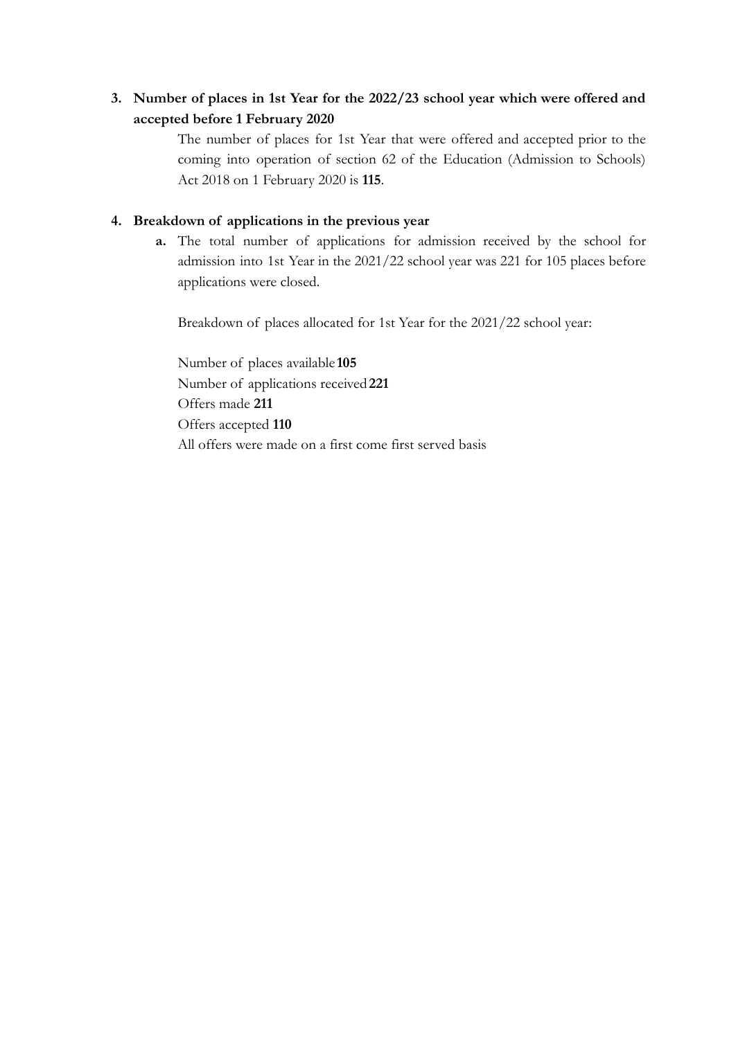3. **Number of places in 1st Year for the 2022/23 school year which were offered and accepted before 1 February 2020**

   The number of places for 1st Year that were offered and accepted prior to the coming into operation of section 62 of the Education (Admission to Schools) Act 2018 on 1 February 2020 is **115**.

4. **Breakdown of applications in the previous year**

   **a.** The total number of applications for admission received by the school for admission into 1st Year in the 2021/22 school year was 221 for 105 places before applications were closed.

   Breakdown of places allocated for 1st Year for the 2021/22 school year:

   Number of places available **105**
   Number of applications received **221**
   Offers made **211**
   Offers accepted **110**
   All offers were made on a first come first served basis